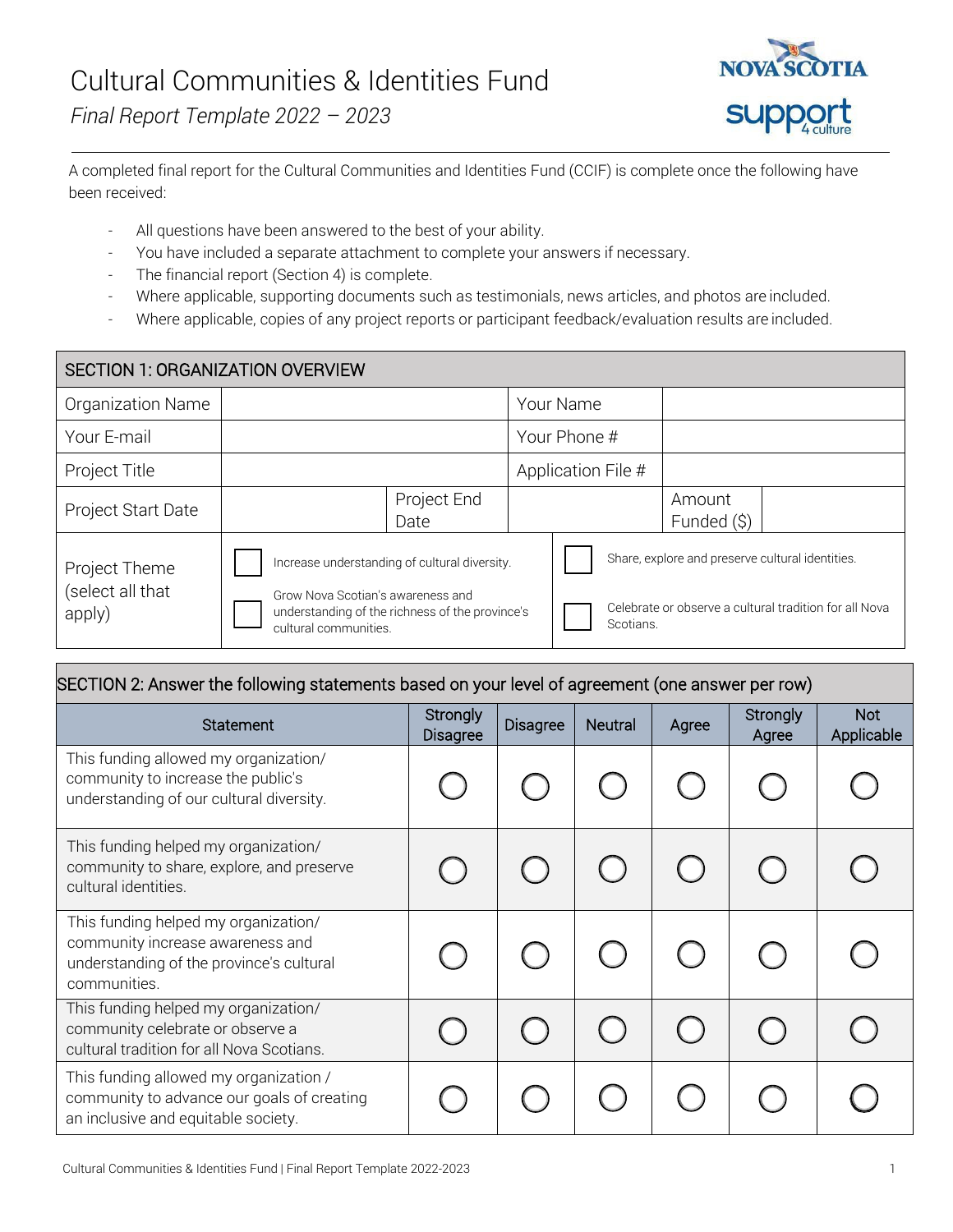# Cultural Communities & Identities Fund

*Final Report Template 2022 – 2023*

A completed final report for the Cultural Communities and Identities Fund (CCIF) is complete once the following have been received:

- All questions have been answered to the best of your ability.
- You have included a separate attachment to complete your answers if necessary.
- The financial report (Section 4) is complete.
- Where applicable, supporting documents such as testimonials, news articles, and photos are included.
- Where applicable, copies of any project reports or participant feedback/evaluation results are included.

| SECTION 1: ORGANIZATION OVERVIEW | | | | | |
|---|---|---|---|---|---|
| Organization Name | | | Your Name | | |
| Your E-mail | | | Your Phone # | | |
| Project Title | | | Application File # | | |
| Project Start Date | | Project End Date | | Amount Funded ($) | |
| Project Theme (select all that apply) | ☐ Increase understanding of cultural diversity. | ☐ Grow Nova Scotian's awareness and understanding of the richness of the province's cultural communities. | ☐ Share, explore and preserve cultural identities. | ☐ Celebrate or observe a cultural tradition for all Nova Scotians. | |

**SECTION 2: Answer the following statements based on your level of agreement (one answer per row)**

| Statement | Strongly Disagree | Disagree | Neutral | Agree | Strongly Agree | Not Applicable |
|---|---|---|---|---|---|---|
| This funding allowed my organization/ community to increase the public's understanding of our cultural diversity. | ○ | ○ | ○ | ○ | ○ | ○ |
| This funding helped my organization/ community to share, explore, and preserve cultural identities. | ○ | ○ | ○ | ○ | ○ | ○ |
| This funding helped my organization/ community increase awareness and understanding of the province's cultural communities. | ○ | ○ | ○ | ○ | ○ | ○ |
| This funding helped my organization/ community celebrate or observe a cultural tradition for all Nova Scotians. | ○ | ○ | ○ | ○ | ○ | ○ |
| This funding allowed my organization / community to advance our goals of creating an inclusive and equitable society. | ○ | ○ | ○ | ○ | ○ | ○ |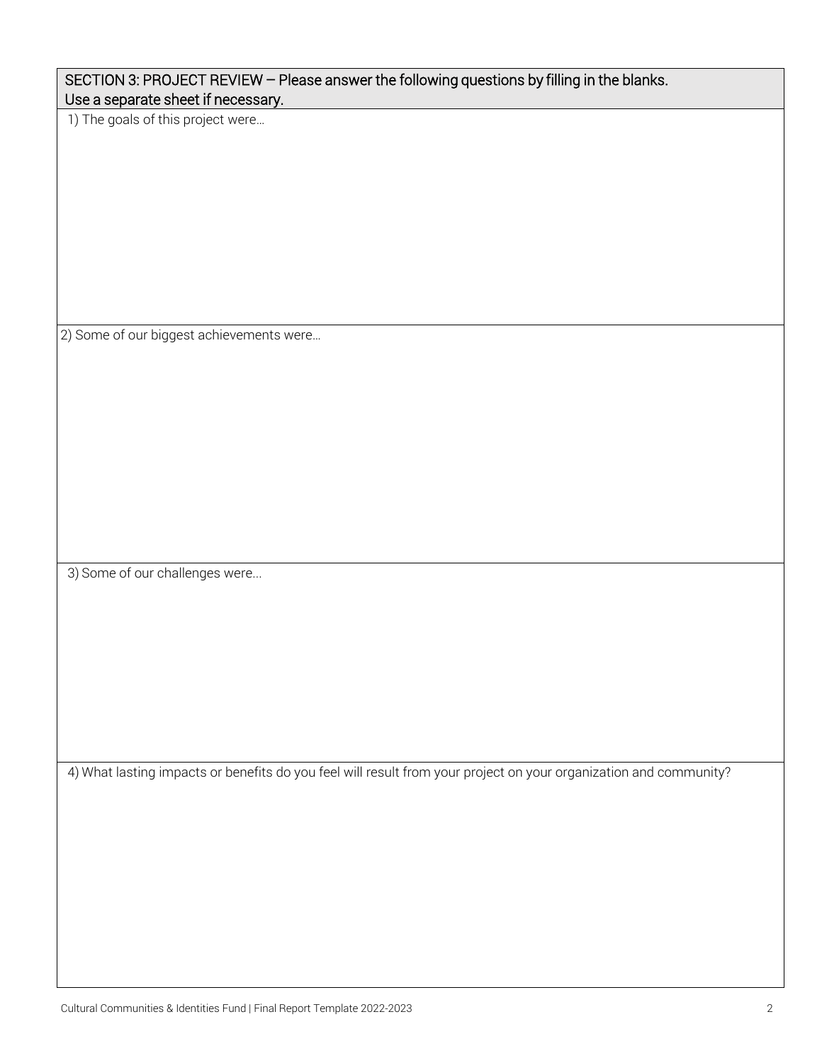## SECTION 3: PROJECT REVIEW – Please answer the following questions by filling in the blanks. Use a separate sheet if necessary.

1) The goals of this project were…

2) Some of our biggest achievements were…

3) Some of our challenges were...

4) What lasting impacts or benefits do you feel will result from your project on your organization and community?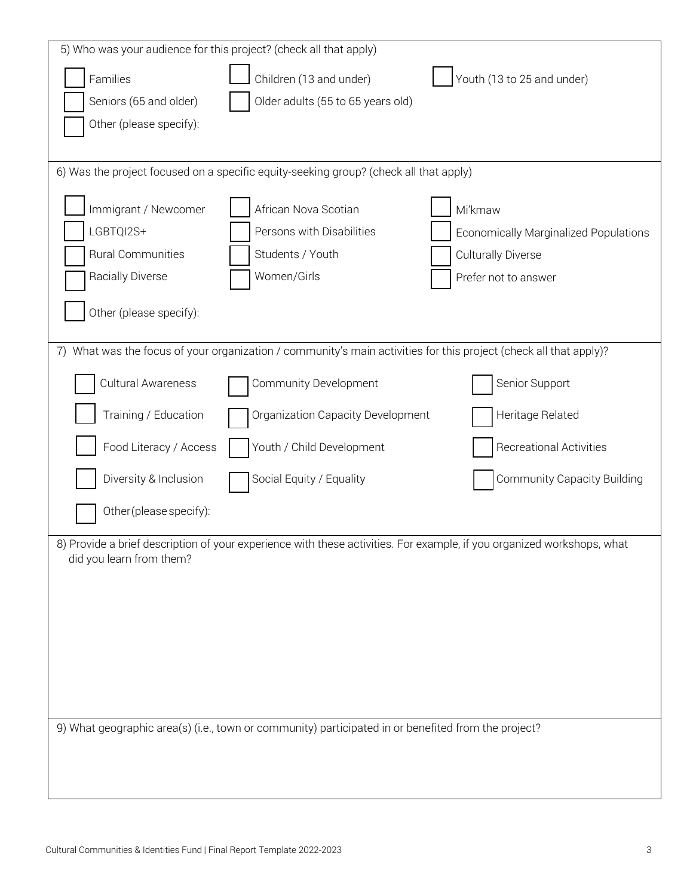5) Who was your audience for this project? (check all that apply)

- [ ] Families
- [ ] Children (13 and under)
- [ ] Youth (13 to 25 and under)
- [ ] Seniors (65 and older)
- [ ] Older adults (55 to 65 years old)
- [ ] Other (please specify):

6) Was the project focused on a specific equity-seeking group? (check all that apply)

- [ ] Immigrant / Newcomer
- [ ] African Nova Scotian
- [ ] Mi'kmaw
- [ ] LGBTQI2S+
- [ ] Persons with Disabilities
- [ ] Economically Marginalized Populations
- [ ] Rural Communities
- [ ] Students / Youth
- [ ] Culturally Diverse
- [ ] Racially Diverse
- [ ] Women/Girls
- [ ] Prefer not to answer
- [ ] Other (please specify):

7) What was the focus of your organization / community's main activities for this project (check all that apply)?

- [ ] Cultural Awareness
- [ ] Community Development
- [ ] Senior Support
- [ ] Training / Education
- [ ] Organization Capacity Development
- [ ] Heritage Related
- [ ] Food Literacy / Access
- [ ] Youth / Child Development
- [ ] Recreational Activities
- [ ] Diversity & Inclusion
- [ ] Social Equity / Equality
- [ ] Community Capacity Building
- [ ] Other (please specify):

8) Provide a brief description of your experience with these activities. For example, if you organized workshops, what did you learn from them?

9) What geographic area(s) (i.e., town or community) participated in or benefited from the project?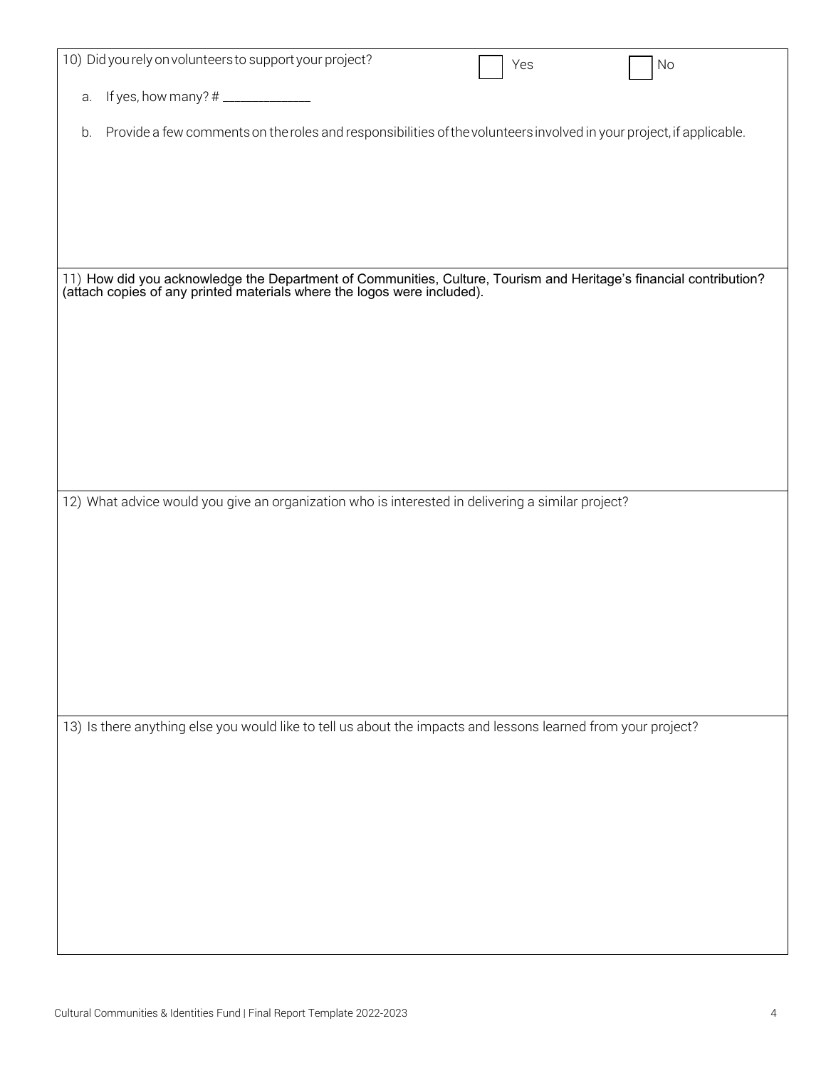10) Did you rely on volunteers to support your project? ☐ Yes ☐ No

a. If yes, how many? # _____________

b. Provide a few comments on the roles and responsibilities of the volunteers involved in your project, if applicable.

11) How did you acknowledge the Department of Communities, Culture, Tourism and Heritage's financial contribution? (attach copies of any printed materials where the logos were included).

12) What advice would you give an organization who is interested in delivering a similar project?

13) Is there anything else you would like to tell us about the impacts and lessons learned from your project?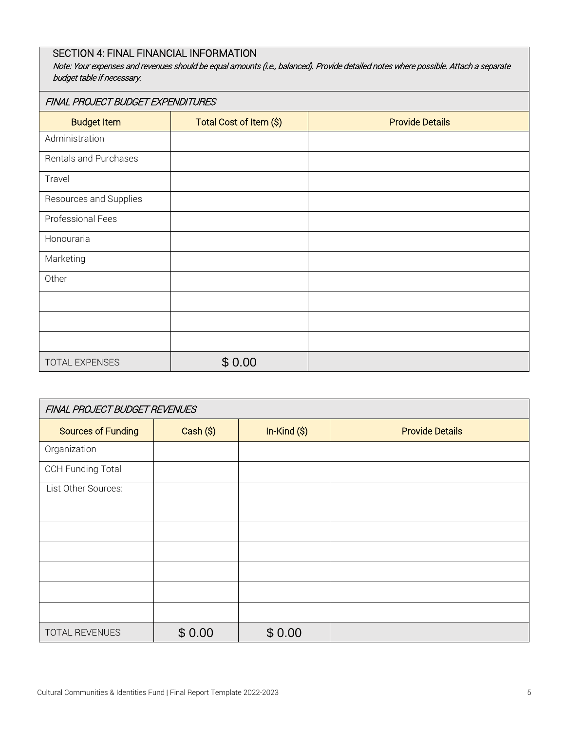## SECTION 4: FINAL FINANCIAL INFORMATION

*Note: Your expenses and revenues should be equal amounts (i.e., balanced). Provide detailed notes where possible. Attach a separate budget table if necessary.*

| *FINAL PROJECT BUDGET EXPENDITURES* | | |
|---|---|---|
| **Budget Item** | **Total Cost of Item ($)** | **Provide Details** |
| Administration | | |
| Rentals and Purchases | | |
| Travel | | |
| Resources and Supplies | | |
| Professional Fees | | |
| Honouraria | | |
| Marketing | | |
| Other | | |
| | | |
| | | |
| | | |
| TOTAL EXPENSES | $ 0.00 | |

| *FINAL PROJECT BUDGET REVENUES* | | | |
|---|---|---|---|
| **Sources of Funding** | **Cash ($)** | **In-Kind ($)** | **Provide Details** |
| Organization | | | |
| CCH Funding Total | | | |
| List Other Sources: | | | |
| | | | |
| | | | |
| | | | |
| | | | |
| | | | |
| | | | |
| TOTAL REVENUES | $ 0.00 | $ 0.00 | |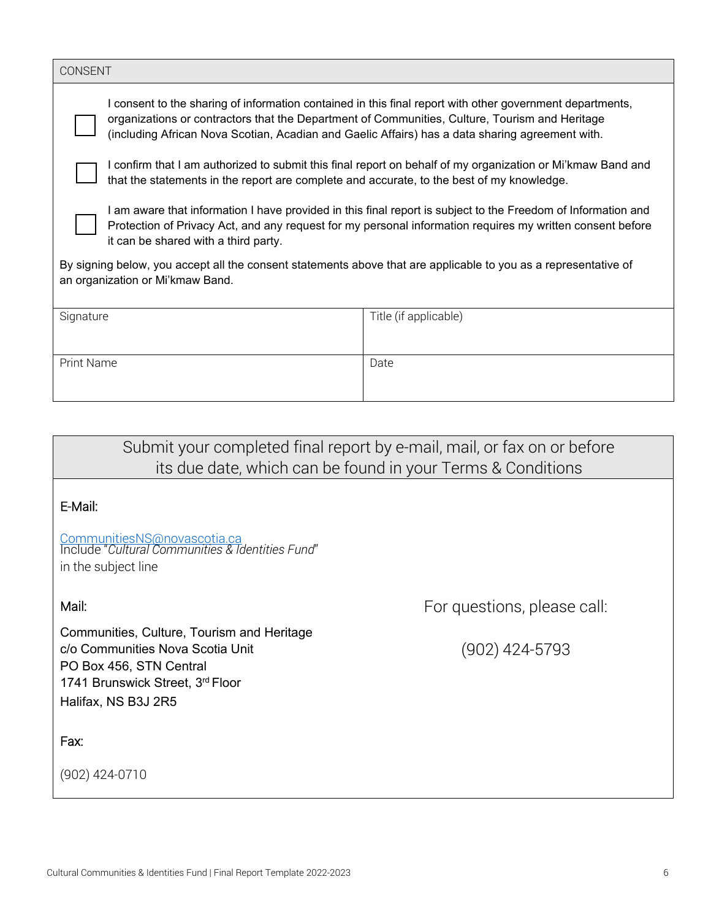## CONSENT

- [ ] I consent to the sharing of information contained in this final report with other government departments, organizations or contractors that the Department of Communities, Culture, Tourism and Heritage (including African Nova Scotian, Acadian and Gaelic Affairs) has a data sharing agreement with.
- [ ] I confirm that I am authorized to submit this final report on behalf of my organization or Mi'kmaw Band and that the statements in the report are complete and accurate, to the best of my knowledge.
- [ ] I am aware that information I have provided in this final report is subject to the Freedom of Information and Protection of Privacy Act, and any request for my personal information requires my written consent before it can be shared with a third party.

By signing below, you accept all the consent statements above that are applicable to you as a representative of an organization or Mi'kmaw Band.

| | |
|---|---|
| Signature | Title (if applicable) |
| Print Name | Date |

## Submit your completed final report by e-mail, mail, or fax on or before its due date, which can be found in your Terms & Conditions

**E-Mail:**

CommunitiesNS@novascotia.ca
Include "*Cultural Communities & Identities Fund*" in the subject line

**Mail:**

Communities, Culture, Tourism and Heritage
c/o Communities Nova Scotia Unit
PO Box 456, STN Central
1741 Brunswick Street, 3rd Floor
Halifax, NS B3J 2R5

**Fax:**

(902) 424-0710

For questions, please call:

(902) 424-5793